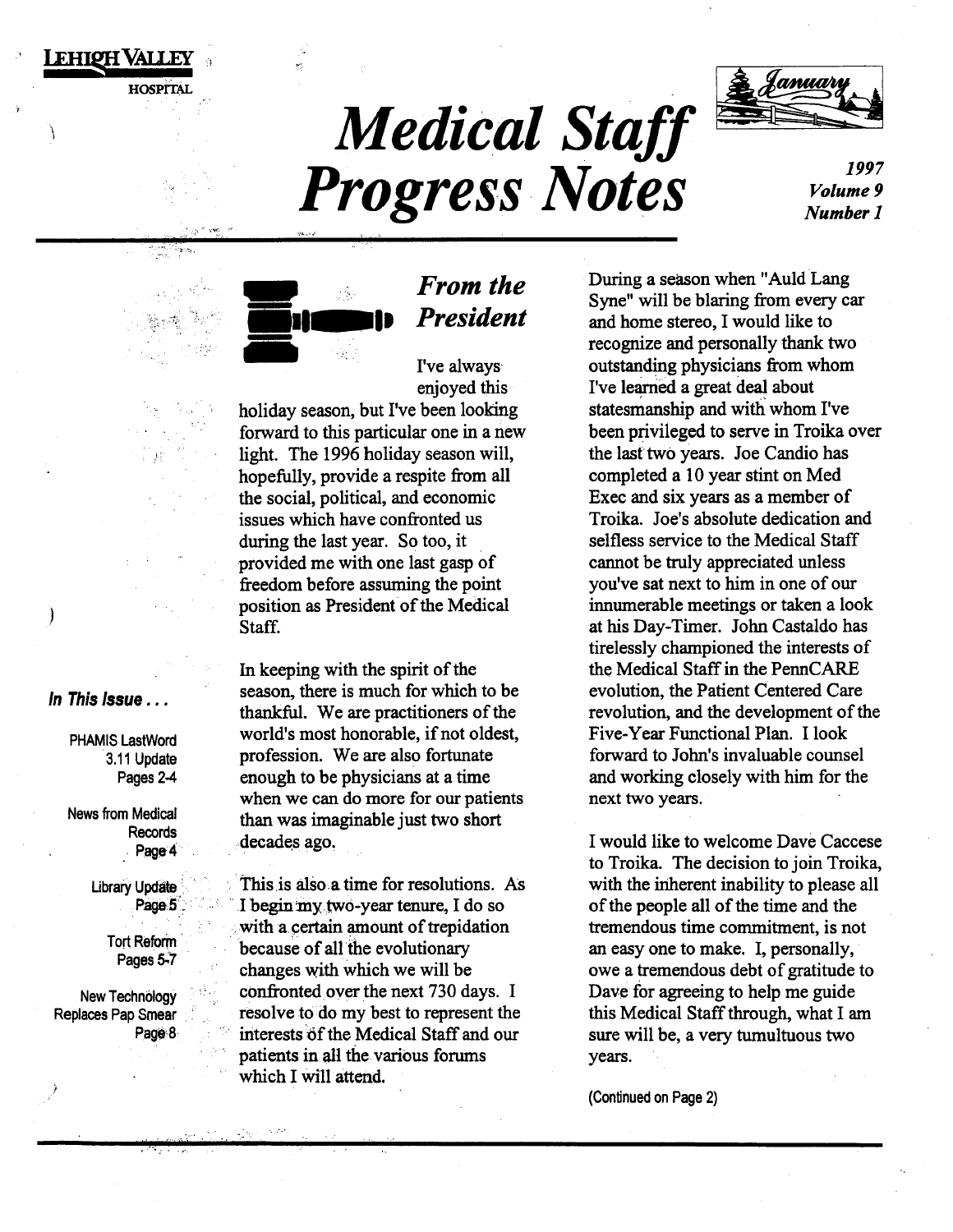LEHIGH VALLEY HOSPITAL

# Medical Staff Progress Notes

January

*1997*
*Volume 9*
*Number 1*

## *From the President*

I've always enjoyed this holiday season, but I've been looking forward to this particular one in a new light. The 1996 holiday season will, hopefully, provide a respite from all the social, political, and economic issues which have confronted us during the last year. So too, it provided me with one last gasp of freedom before assuming the point position as President of the Medical Staff.

In keeping with the spirit of the season, there is much for which to be thankful. We are practitioners of the world's most honorable, if not oldest, profession. We are also fortunate enough to be physicians at a time when we can do more for our patients than was imaginable just two short decades ago.

This is also a time for resolutions. As I begin my two-year tenure, I do so with a certain amount of trepidation because of all the evolutionary changes with which we will be confronted over the next 730 days. I resolve to do my best to represent the interests of the Medical Staff and our patients in all the various forums which I will attend.

During a season when "Auld Lang Syne" will be blaring from every car and home stereo, I would like to recognize and personally thank two outstanding physicians from whom I've learned a great deal about statesmanship and with whom I've been privileged to serve in Troika over the last two years. Joe Candio has completed a 10 year stint on Med Exec and six years as a member of Troika. Joe's absolute dedication and selfless service to the Medical Staff cannot be truly appreciated unless you've sat next to him in one of our innumerable meetings or taken a look at his Day-Timer. John Castaldo has tirelessly championed the interests of the Medical Staff in the PennCARE evolution, the Patient Centered Care revolution, and the development of the Five-Year Functional Plan. I look forward to John's invaluable counsel and working closely with him for the next two years.

I would like to welcome Dave Caccese to Troika. The decision to join Troika, with the inherent inability to please all of the people all of the time and the tremendous time commitment, is not an easy one to make. I, personally, owe a tremendous debt of gratitude to Dave for agreeing to help me guide this Medical Staff through, what I am sure will be, a very tumultuous two years.

(Continued on Page 2)

### *In This Issue . . .*

- PHAMIS LastWord 3.11 Update — Pages 2-4
- News from Medical Records — Page 4
- Library Update — Page 5
- Tort Reform — Pages 5-7
- New Technology Replaces Pap Smear — Page 8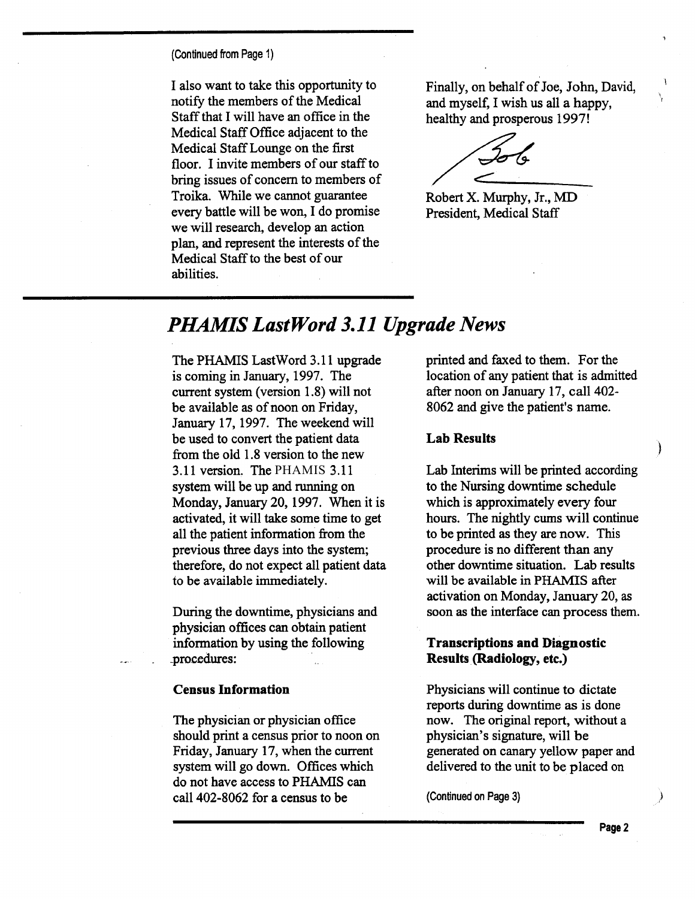(Continued from Page 1)

I also want to take this opportunity to notify the members of the Medical Staff that I will have an office in the Medical Staff Office adjacent to the Medical Staff Lounge on the first floor. I invite members of our staff to bring issues of concern to members of Troika. While we cannot guarantee every battle will be won, I do promise we will research, develop an action plan, and represent the interests of the Medical Staff to the best of our abilities.

Finally, on behalf of Joe, John, David, and myself, I wish us all a happy, healthy and prosperous 1997!

Bob

Robert X. Murphy, Jr., MD
President, Medical Staff

## *PHAMIS LastWord 3.11 Upgrade News*

The PHAMIS LastWord 3.11 upgrade is coming in January, 1997. The current system (version 1.8) will not be available as of noon on Friday, January 17, 1997. The weekend will be used to convert the patient data from the old 1.8 version to the new 3.11 version. The PHAMIS 3.11 system will be up and running on Monday, January 20, 1997. When it is activated, it will take some time to get all the patient information from the previous three days into the system; therefore, do not expect all patient data to be available immediately.

During the downtime, physicians and physician offices can obtain patient information by using the following procedures:

**Census Information**

The physician or physician office should print a census prior to noon on Friday, January 17, when the current system will go down. Offices which do not have access to PHAMIS can call 402-8062 for a census to be printed and faxed to them. For the location of any patient that is admitted after noon on January 17, call 402-8062 and give the patient's name.

**Lab Results**

Lab Interims will be printed according to the Nursing downtime schedule which is approximately every four hours. The nightly cums will continue to be printed as they are now. This procedure is no different than any other downtime situation. Lab results will be available in PHAMIS after activation on Monday, January 20, as soon as the interface can process them.

**Transcriptions and Diagnostic Results (Radiology, etc.)**

Physicians will continue to dictate reports during downtime as is done now. The original report, without a physician's signature, will be generated on canary yellow paper and delivered to the unit to be placed on

(Continued on Page 3)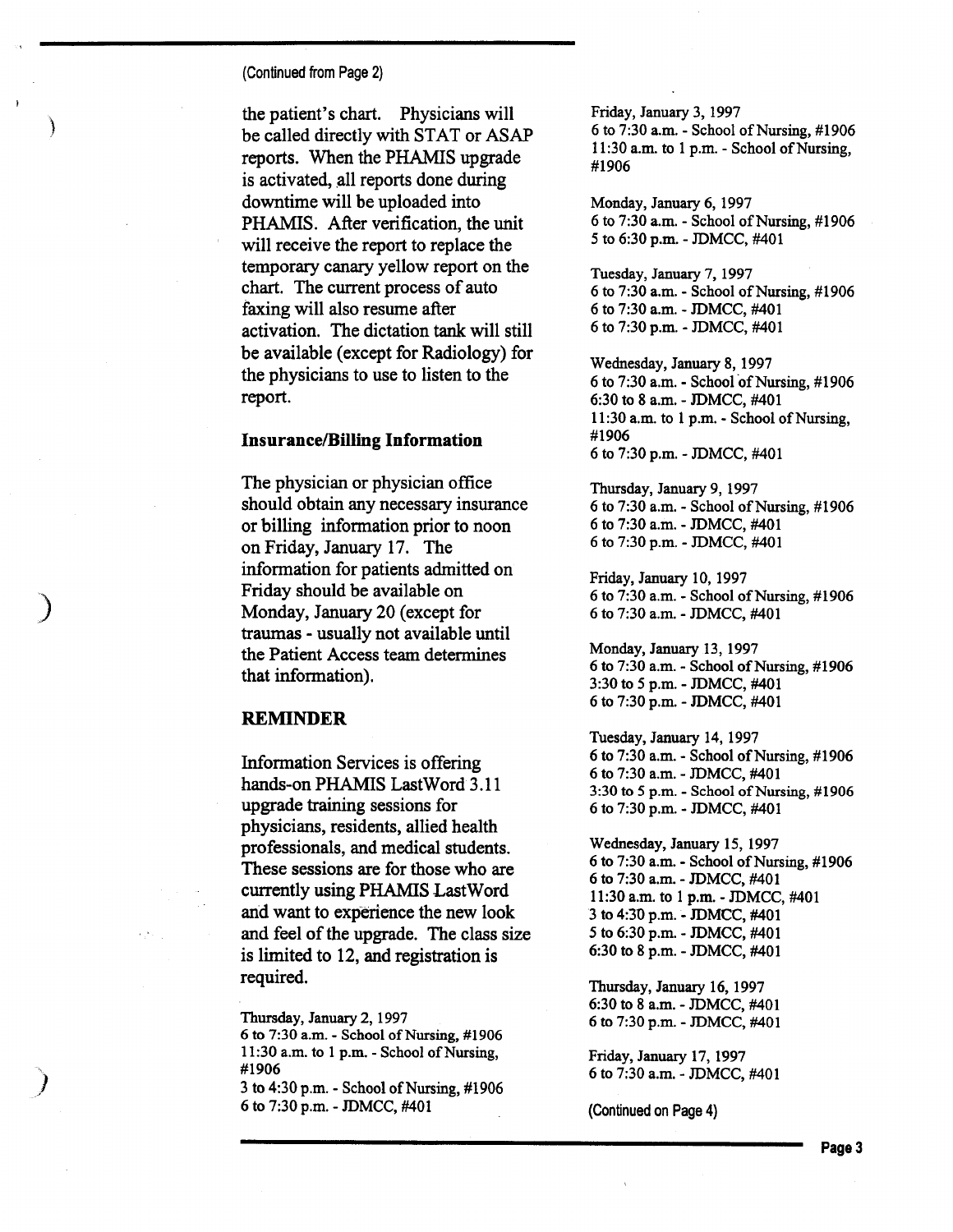(Continued from Page 2)

the patient's chart. Physicians will be called directly with STAT or ASAP reports. When the PHAMIS upgrade is activated, all reports done during downtime will be uploaded into PHAMIS. After verification, the unit will receive the report to replace the temporary canary yellow report on the chart. The current process of auto faxing will also resume after activation. The dictation tank will still be available (except for Radiology) for the physicians to use to listen to the report.

**Insurance/Billing Information**

The physician or physician office should obtain any necessary insurance or billing information prior to noon on Friday, January 17. The information for patients admitted on Friday should be available on Monday, January 20 (except for traumas - usually not available until the Patient Access team determines that information).

**REMINDER**

Information Services is offering hands-on PHAMIS LastWord 3.11 upgrade training sessions for physicians, residents, allied health professionals, and medical students. These sessions are for those who are currently using PHAMIS LastWord and want to experience the new look and feel of the upgrade. The class size is limited to 12, and registration is required.

Thursday, January 2, 1997
6 to 7:30 a.m. - School of Nursing, #1906
11:30 a.m. to 1 p.m. - School of Nursing, #1906
3 to 4:30 p.m. - School of Nursing, #1906
6 to 7:30 p.m. - JDMCC, #401

Friday, January 3, 1997
6 to 7:30 a.m. - School of Nursing, #1906
11:30 a.m. to 1 p.m. - School of Nursing, #1906

Monday, January 6, 1997
6 to 7:30 a.m. - School of Nursing, #1906
5 to 6:30 p.m. - JDMCC, #401

Tuesday, January 7, 1997
6 to 7:30 a.m. - School of Nursing, #1906
6 to 7:30 a.m. - JDMCC, #401
6 to 7:30 p.m. - JDMCC, #401

Wednesday, January 8, 1997
6 to 7:30 a.m. - School of Nursing, #1906
6:30 to 8 a.m. - JDMCC, #401
11:30 a.m. to 1 p.m. - School of Nursing, #1906
6 to 7:30 p.m. - JDMCC, #401

Thursday, January 9, 1997
6 to 7:30 a.m. - School of Nursing, #1906
6 to 7:30 a.m. - JDMCC, #401
6 to 7:30 p.m. - JDMCC, #401

Friday, January 10, 1997
6 to 7:30 a.m. - School of Nursing, #1906
6 to 7:30 a.m. - JDMCC, #401

Monday, January 13, 1997
6 to 7:30 a.m. - School of Nursing, #1906
3:30 to 5 p.m. - JDMCC, #401
6 to 7:30 p.m. - JDMCC, #401

Tuesday, January 14, 1997
6 to 7:30 a.m. - School of Nursing, #1906
6 to 7:30 a.m. - JDMCC, #401
3:30 to 5 p.m. - School of Nursing, #1906
6 to 7:30 p.m. - JDMCC, #401

Wednesday, January 15, 1997
6 to 7:30 a.m. - School of Nursing, #1906
6 to 7:30 a.m. - JDMCC, #401
11:30 a.m. to 1 p.m. - JDMCC, #401
3 to 4:30 p.m. - JDMCC, #401
5 to 6:30 p.m. - JDMCC, #401
6:30 to 8 p.m. - JDMCC, #401

Thursday, January 16, 1997
6:30 to 8 a.m. - JDMCC, #401
6 to 7:30 p.m. - JDMCC, #401

Friday, January 17, 1997
6 to 7:30 a.m. - JDMCC, #401

(Continued on Page 4)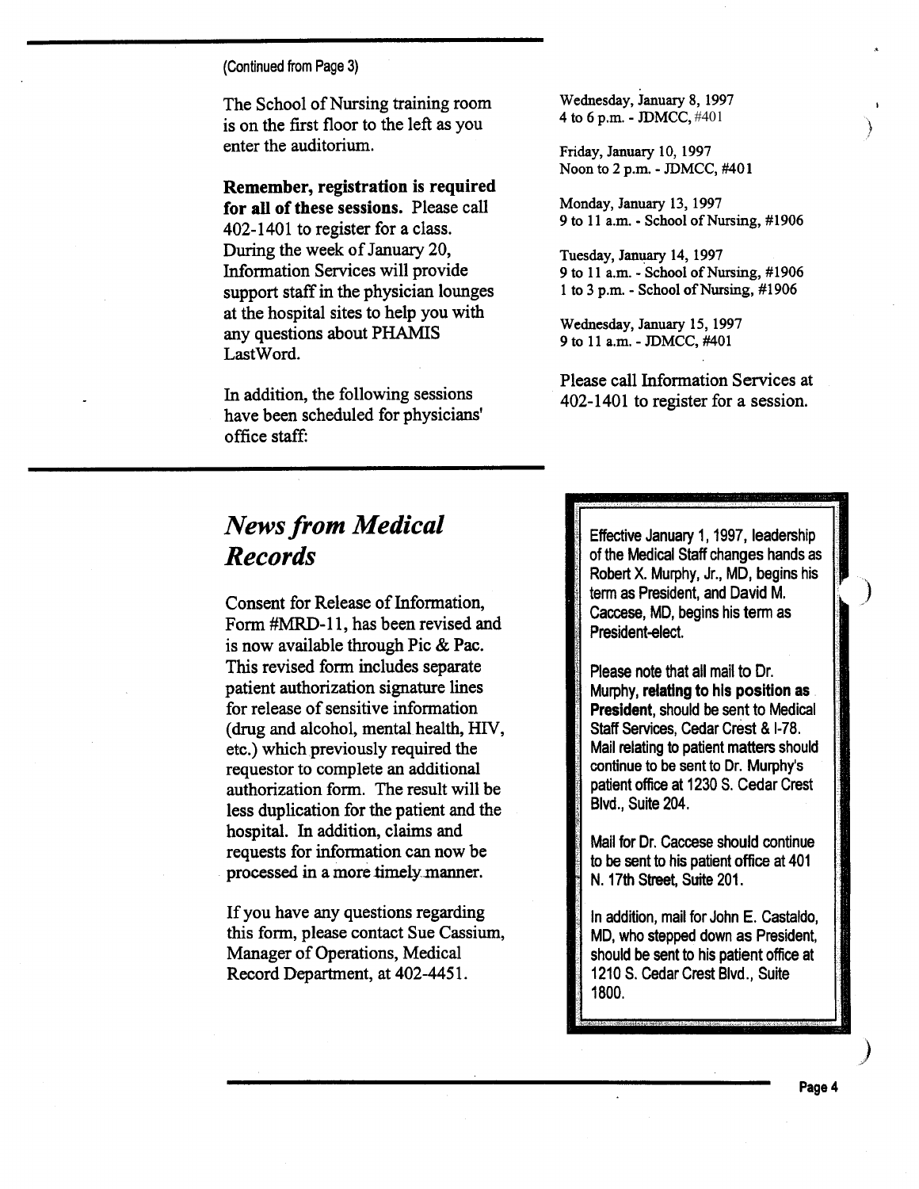(Continued from Page 3)

The School of Nursing training room is on the first floor to the left as you enter the auditorium.

**Remember, registration is required for all of these sessions.** Please call 402-1401 to register for a class. During the week of January 20, Information Services will provide support staff in the physician lounges at the hospital sites to help you with any questions about PHAMIS LastWord.

In addition, the following sessions have been scheduled for physicians' office staff:

Wednesday, January 8, 1997
4 to 6 p.m. - JDMCC, #401

Friday, January 10, 1997
Noon to 2 p.m. - JDMCC, #401

Monday, January 13, 1997
9 to 11 a.m. - School of Nursing, #1906

Tuesday, January 14, 1997
9 to 11 a.m. - School of Nursing, #1906
1 to 3 p.m. - School of Nursing, #1906

Wednesday, January 15, 1997
9 to 11 a.m. - JDMCC, #401

Please call Information Services at 402-1401 to register for a session.

## *News from Medical Records*

Consent for Release of Information, Form #MRD-11, has been revised and is now available through Pic & Pac. This revised form includes separate patient authorization signature lines for release of sensitive information (drug and alcohol, mental health, HIV, etc.) which previously required the requestor to complete an additional authorization form. The result will be less duplication for the patient and the hospital. In addition, claims and requests for information can now be processed in a more timely manner.

If you have any questions regarding this form, please contact Sue Cassium, Manager of Operations, Medical Record Department, at 402-4451.

Effective January 1, 1997, leadership of the Medical Staff changes hands as Robert X. Murphy, Jr., MD, begins his term as President, and David M. Caccese, MD, begins his term as President-elect.

Please note that all mail to Dr. Murphy, **relating to his position as President**, should be sent to Medical Staff Services, Cedar Crest & I-78. Mail relating to patient matters should continue to be sent to Dr. Murphy's patient office at 1230 S. Cedar Crest Blvd., Suite 204.

Mail for Dr. Caccese should continue to be sent to his patient office at 401 N. 17th Street, Suite 201.

In addition, mail for John E. Castaldo, MD, who stepped down as President, should be sent to his patient office at 1210 S. Cedar Crest Blvd., Suite 1800.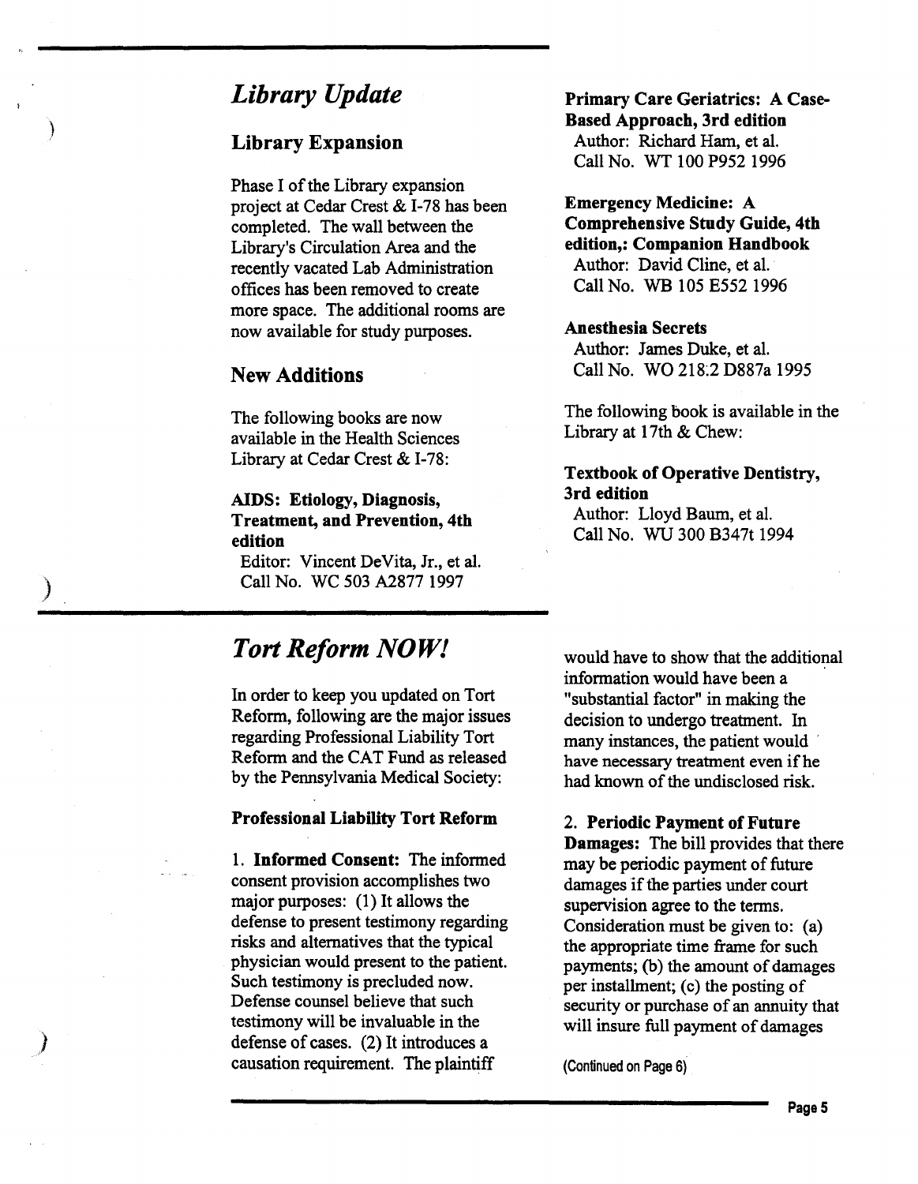## *Library Update*

### Library Expansion

Phase I of the Library expansion project at Cedar Crest & I-78 has been completed. The wall between the Library's Circulation Area and the recently vacated Lab Administration offices has been removed to create more space. The additional rooms are now available for study purposes.

### New Additions

The following books are now available in the Health Sciences Library at Cedar Crest & I-78:

**AIDS: Etiology, Diagnosis, Treatment, and Prevention, 4th edition**
Editor: Vincent DeVita, Jr., et al.
Call No. WC 503 A2877 1997

**Primary Care Geriatrics: A Case-Based Approach, 3rd edition**
Author: Richard Ham, et al.
Call No. WT 100 P952 1996

**Emergency Medicine: A Comprehensive Study Guide, 4th edition,: Companion Handbook**
Author: David Cline, et al.
Call No. WB 105 E552 1996

**Anesthesia Secrets**
Author: James Duke, et al.
Call No. WO 218.2 D887a 1995

The following book is available in the Library at 17th & Chew:

**Textbook of Operative Dentistry, 3rd edition**
Author: Lloyd Baum, et al.
Call No. WU 300 B347t 1994

## *Tort Reform NOW!*

In order to keep you updated on Tort Reform, following are the major issues regarding Professional Liability Tort Reform and the CAT Fund as released by the Pennsylvania Medical Society:

**Professional Liability Tort Reform**

1. **Informed Consent:** The informed consent provision accomplishes two major purposes: (1) It allows the defense to present testimony regarding risks and alternatives that the typical physician would present to the patient. Such testimony is precluded now. Defense counsel believe that such testimony will be invaluable in the defense of cases. (2) It introduces a causation requirement. The plaintiff would have to show that the additional information would have been a "substantial factor" in making the decision to undergo treatment. In many instances, the patient would have necessary treatment even if he had known of the undisclosed risk.

2. **Periodic Payment of Future Damages:** The bill provides that there may be periodic payment of future damages if the parties under court supervision agree to the terms. Consideration must be given to: (a) the appropriate time frame for such payments; (b) the amount of damages per installment; (c) the posting of security or purchase of an annuity that will insure full payment of damages

(Continued on Page 6)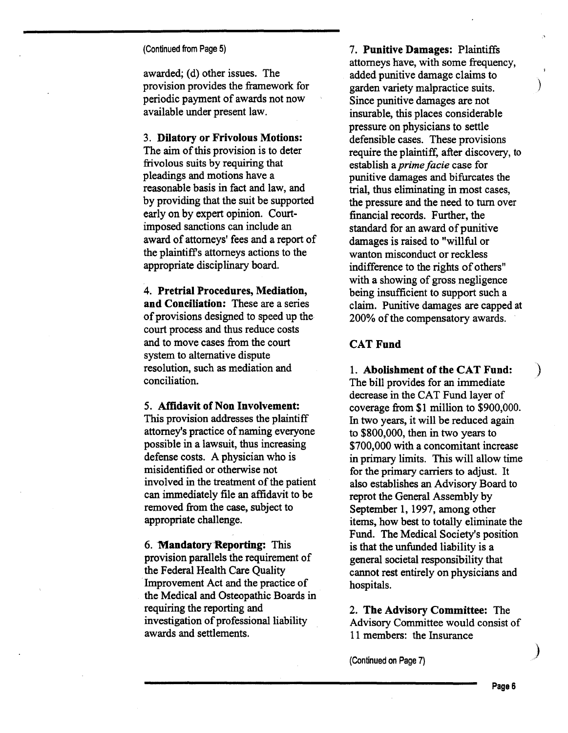(Continued from Page 5)

awarded; (d) other issues. The provision provides the framework for periodic payment of awards not now available under present law.

3. **Dilatory or Frivolous Motions:** The aim of this provision is to deter frivolous suits by requiring that pleadings and motions have a reasonable basis in fact and law, and by providing that the suit be supported early on by expert opinion. Court-imposed sanctions can include an award of attorneys' fees and a report of the plaintiff's attorneys actions to the appropriate disciplinary board.

4. **Pretrial Procedures, Mediation, and Conciliation:** These are a series of provisions designed to speed up the court process and thus reduce costs and to move cases from the court system to alternative dispute resolution, such as mediation and conciliation.

5. **Affidavit of Non Involvement:** This provision addresses the plaintiff attorney's practice of naming everyone possible in a lawsuit, thus increasing defense costs. A physician who is misidentified or otherwise not involved in the treatment of the patient can immediately file an affidavit to be removed from the case, subject to appropriate challenge.

6. **Mandatory Reporting:** This provision parallels the requirement of the Federal Health Care Quality Improvement Act and the practice of the Medical and Osteopathic Boards in requiring the reporting and investigation of professional liability awards and settlements.

7. **Punitive Damages:** Plaintiffs attorneys have, with some frequency, added punitive damage claims to garden variety malpractice suits. Since punitive damages are not insurable, this places considerable pressure on physicians to settle defensible cases. These provisions require the plaintiff, after discovery, to establish a *prime facie* case for punitive damages and bifurcates the trial, thus eliminating in most cases, the pressure and the need to turn over financial records. Further, the standard for an award of punitive damages is raised to "willful or wanton misconduct or reckless indifference to the rights of others" with a showing of gross negligence being insufficient to support such a claim. Punitive damages are capped at 200% of the compensatory awards.

### CAT Fund

1. **Abolishment of the CAT Fund:** The bill provides for an immediate decrease in the CAT Fund layer of coverage from $1 million to $900,000. In two years, it will be reduced again to $800,000, then in two years to $700,000 with a concomitant increase in primary limits. This will allow time for the primary carriers to adjust. It also establishes an Advisory Board to reprot the General Assembly by September 1, 1997, among other items, how best to totally eliminate the Fund. The Medical Society's position is that the unfunded liability is a general societal responsibility that cannot rest entirely on physicians and hospitals.

2. **The Advisory Committee:** The Advisory Committee would consist of 11 members: the Insurance

(Continued on Page 7)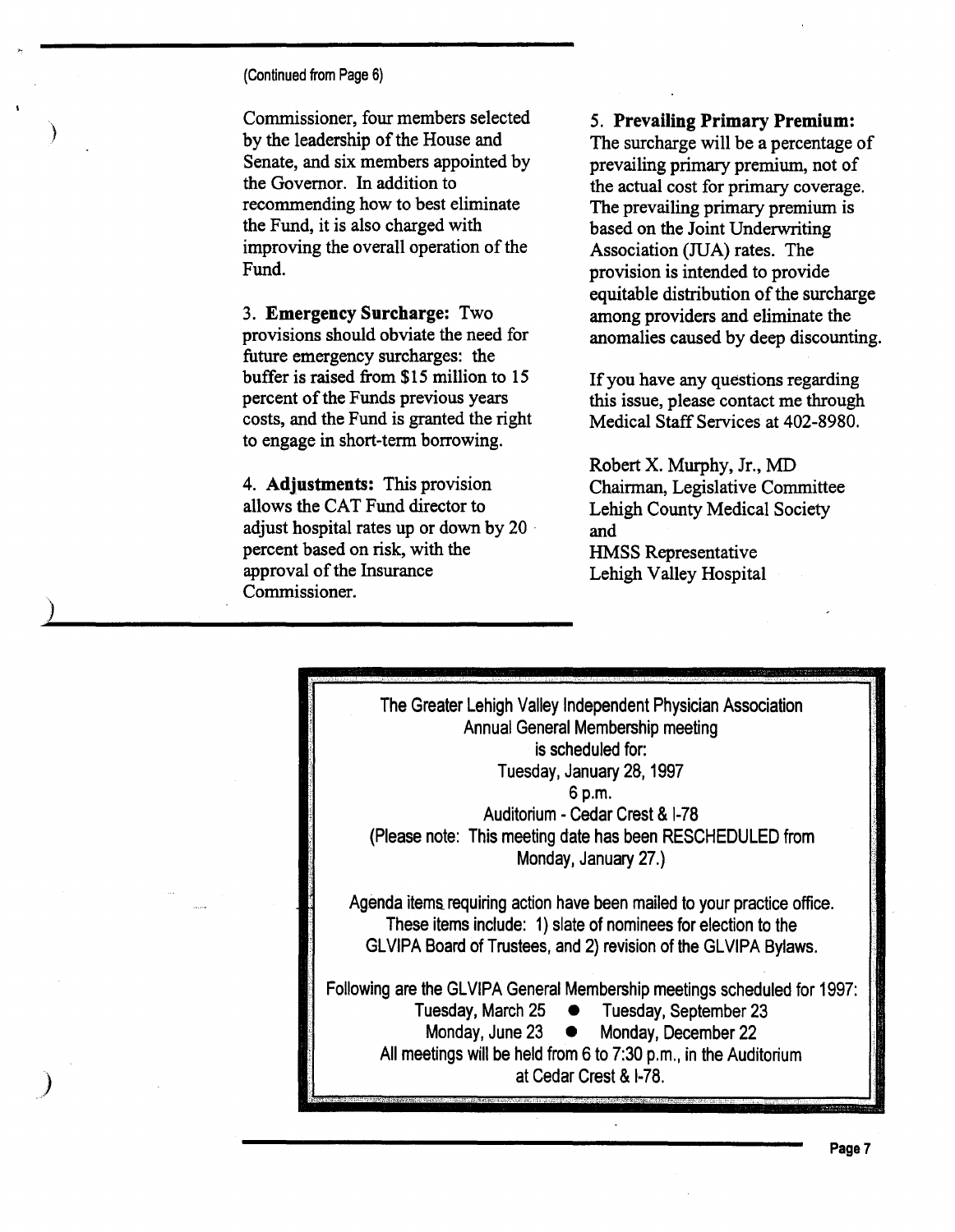(Continued from Page 6)

Commissioner, four members selected by the leadership of the House and Senate, and six members appointed by the Governor. In addition to recommending how to best eliminate the Fund, it is also charged with improving the overall operation of the Fund.

3. **Emergency Surcharge:** Two provisions should obviate the need for future emergency surcharges: the buffer is raised from $15 million to 15 percent of the Funds previous years costs, and the Fund is granted the right to engage in short-term borrowing.

4. **Adjustments:** This provision allows the CAT Fund director to adjust hospital rates up or down by 20 percent based on risk, with the approval of the Insurance Commissioner.

5. **Prevailing Primary Premium:** The surcharge will be a percentage of prevailing primary premium, not of the actual cost for primary coverage. The prevailing primary premium is based on the Joint Underwriting Association (JUA) rates. The provision is intended to provide equitable distribution of the surcharge among providers and eliminate the anomalies caused by deep discounting.

If you have any questions regarding this issue, please contact me through Medical Staff Services at 402-8980.

Robert X. Murphy, Jr., MD
Chairman, Legislative Committee
Lehigh County Medical Society
and
HMSS Representative
Lehigh Valley Hospital

---

The Greater Lehigh Valley Independent Physician Association
Annual General Membership meeting
is scheduled for:
Tuesday, January 28, 1997
6 p.m.
Auditorium - Cedar Crest & I-78
(Please note: This meeting date has been RESCHEDULED from Monday, January 27.)

Agenda items requiring action have been mailed to your practice office. These items include: 1) slate of nominees for election to the GLVIPA Board of Trustees, and 2) revision of the GLVIPA Bylaws.

Following are the GLVIPA General Membership meetings scheduled for 1997:

- Tuesday, March 25
- Tuesday, September 23
- Monday, June 23
- Monday, December 22

All meetings will be held from 6 to 7:30 p.m., in the Auditorium at Cedar Crest & I-78.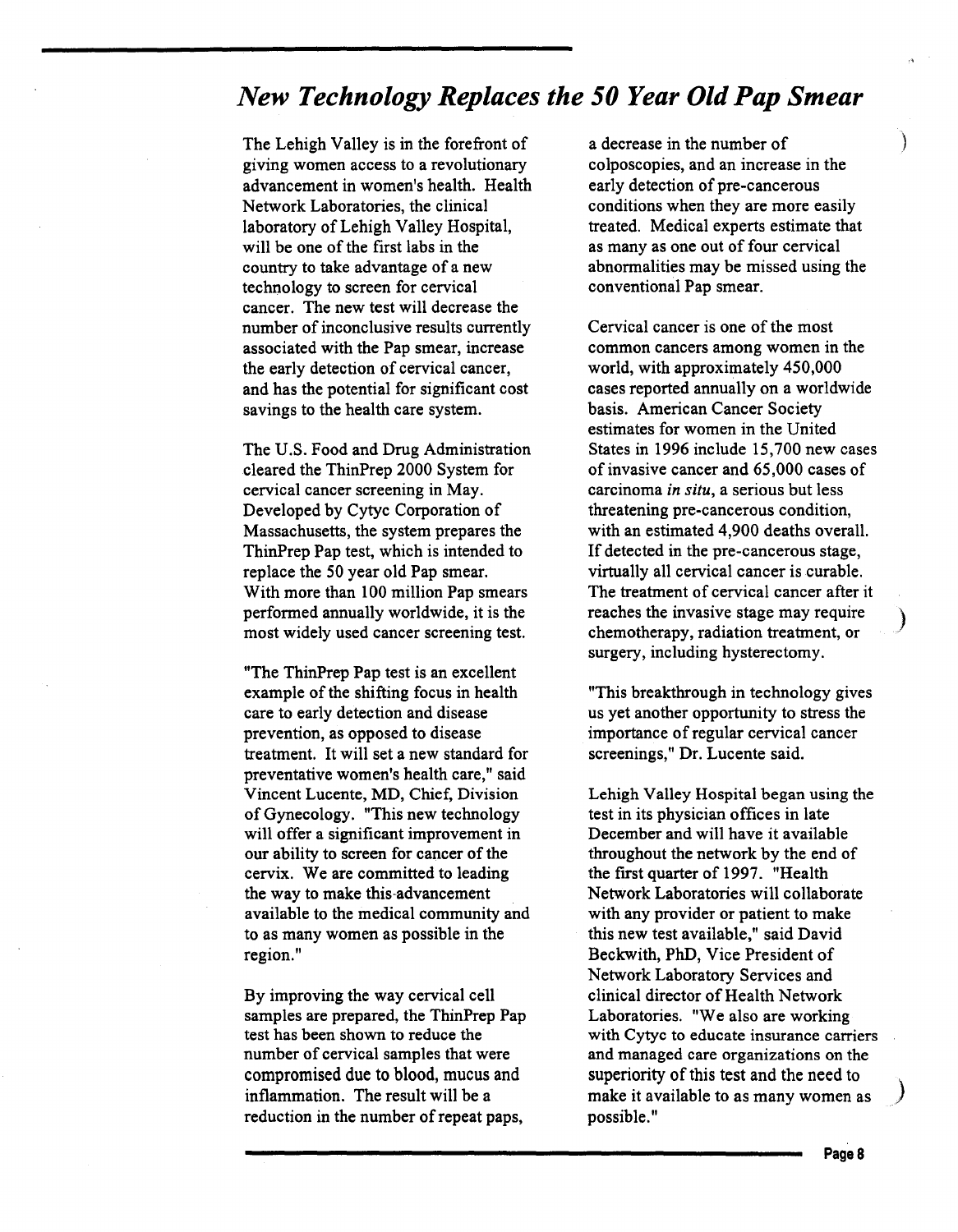## *New Technology Replaces the 50 Year Old Pap Smear*

The Lehigh Valley is in the forefront of giving women access to a revolutionary advancement in women's health. Health Network Laboratories, the clinical laboratory of Lehigh Valley Hospital, will be one of the first labs in the country to take advantage of a new technology to screen for cervical cancer. The new test will decrease the number of inconclusive results currently associated with the Pap smear, increase the early detection of cervical cancer, and has the potential for significant cost savings to the health care system.

The U.S. Food and Drug Administration cleared the ThinPrep 2000 System for cervical cancer screening in May. Developed by Cytyc Corporation of Massachusetts, the system prepares the ThinPrep Pap test, which is intended to replace the 50 year old Pap smear. With more than 100 million Pap smears performed annually worldwide, it is the most widely used cancer screening test.

"The ThinPrep Pap test is an excellent example of the shifting focus in health care to early detection and disease prevention, as opposed to disease treatment. It will set a new standard for preventative women's health care," said Vincent Lucente, MD, Chief, Division of Gynecology. "This new technology will offer a significant improvement in our ability to screen for cancer of the cervix. We are committed to leading the way to make this advancement available to the medical community and to as many women as possible in the region."

By improving the way cervical cell samples are prepared, the ThinPrep Pap test has been shown to reduce the number of cervical samples that were compromised due to blood, mucus and inflammation. The result will be a reduction in the number of repeat paps, a decrease in the number of colposcopies, and an increase in the early detection of pre-cancerous conditions when they are more easily treated. Medical experts estimate that as many as one out of four cervical abnormalities may be missed using the conventional Pap smear.

Cervical cancer is one of the most common cancers among women in the world, with approximately 450,000 cases reported annually on a worldwide basis. American Cancer Society estimates for women in the United States in 1996 include 15,700 new cases of invasive cancer and 65,000 cases of carcinoma *in situ*, a serious but less threatening pre-cancerous condition, with an estimated 4,900 deaths overall. If detected in the pre-cancerous stage, virtually all cervical cancer is curable. The treatment of cervical cancer after it reaches the invasive stage may require chemotherapy, radiation treatment, or surgery, including hysterectomy.

"This breakthrough in technology gives us yet another opportunity to stress the importance of regular cervical cancer screenings," Dr. Lucente said.

Lehigh Valley Hospital began using the test in its physician offices in late December and will have it available throughout the network by the end of the first quarter of 1997. "Health Network Laboratories will collaborate with any provider or patient to make this new test available," said David Beckwith, PhD, Vice President of Network Laboratory Services and clinical director of Health Network Laboratories. "We also are working with Cytyc to educate insurance carriers and managed care organizations on the superiority of this test and the need to make it available to as many women as possible."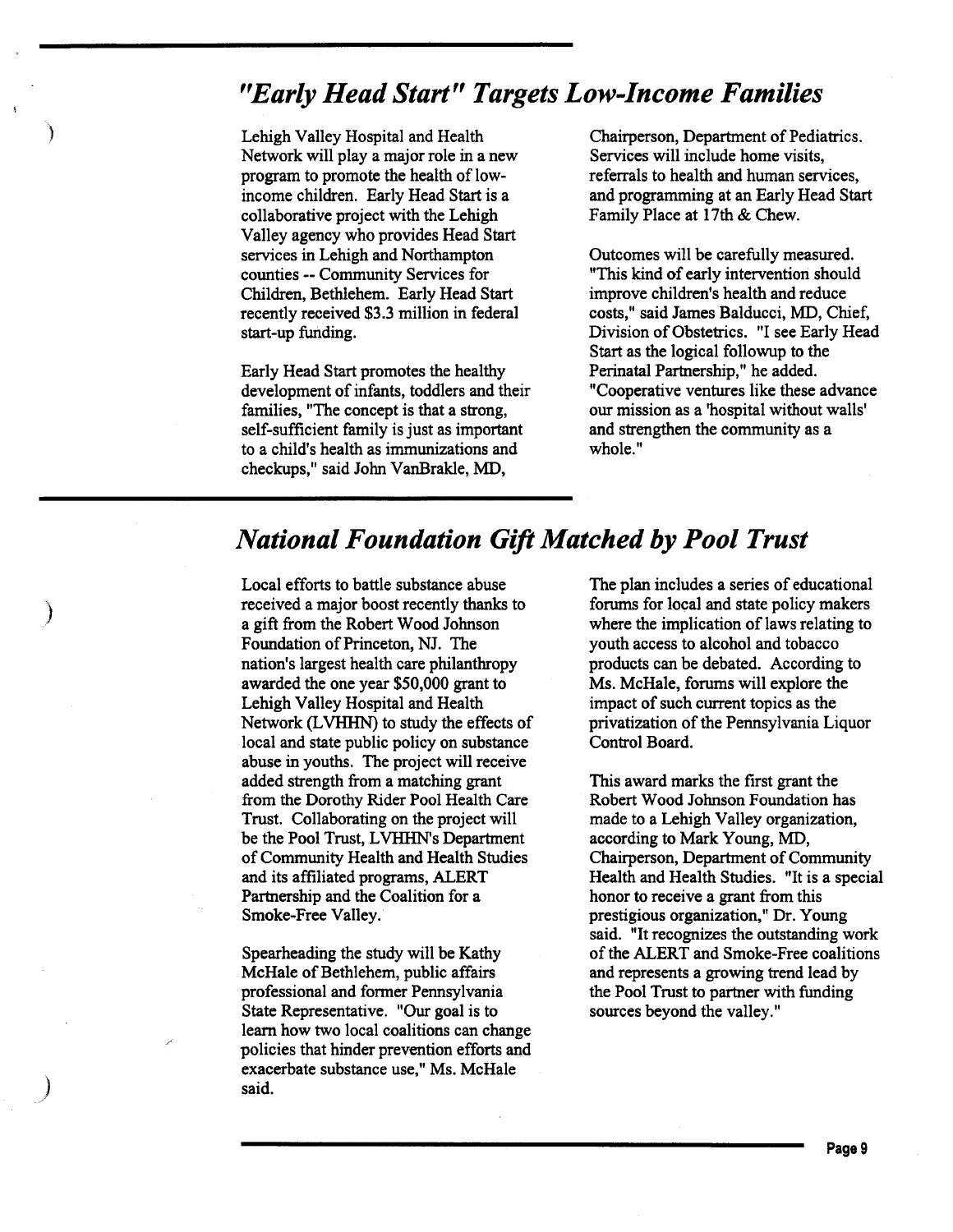## *"Early Head Start" Targets Low-Income Families*

Lehigh Valley Hospital and Health Network will play a major role in a new program to promote the health of low-income children. Early Head Start is a collaborative project with the Lehigh Valley agency who provides Head Start services in Lehigh and Northampton counties -- Community Services for Children, Bethlehem. Early Head Start recently received $3.3 million in federal start-up funding.

Early Head Start promotes the healthy development of infants, toddlers and their families, "The concept is that a strong, self-sufficient family is just as important to a child's health as immunizations and checkups," said John VanBrakle, MD, Chairperson, Department of Pediatrics. Services will include home visits, referrals to health and human services, and programming at an Early Head Start Family Place at 17th & Chew.

Outcomes will be carefully measured. "This kind of early intervention should improve children's health and reduce costs," said James Balducci, MD, Chief, Division of Obstetrics. "I see Early Head Start as the logical followup to the Perinatal Partnership," he added. "Cooperative ventures like these advance our mission as a 'hospital without walls' and strengthen the community as a whole."

## *National Foundation Gift Matched by Pool Trust*

Local efforts to battle substance abuse received a major boost recently thanks to a gift from the Robert Wood Johnson Foundation of Princeton, NJ. The nation's largest health care philanthropy awarded the one year $50,000 grant to Lehigh Valley Hospital and Health Network (LVHHN) to study the effects of local and state public policy on substance abuse in youths. The project will receive added strength from a matching grant from the Dorothy Rider Pool Health Care Trust. Collaborating on the project will be the Pool Trust, LVHHN's Department of Community Health and Health Studies and its affiliated programs, ALERT Partnership and the Coalition for a Smoke-Free Valley.

Spearheading the study will be Kathy McHale of Bethlehem, public affairs professional and former Pennsylvania State Representative. "Our goal is to learn how two local coalitions can change policies that hinder prevention efforts and exacerbate substance use," Ms. McHale said.

The plan includes a series of educational forums for local and state policy makers where the implication of laws relating to youth access to alcohol and tobacco products can be debated. According to Ms. McHale, forums will explore the impact of such current topics as the privatization of the Pennsylvania Liquor Control Board.

This award marks the first grant the Robert Wood Johnson Foundation has made to a Lehigh Valley organization, according to Mark Young, MD, Chairperson, Department of Community Health and Health Studies. "It is a special honor to receive a grant from this prestigious organization," Dr. Young said. "It recognizes the outstanding work of the ALERT and Smoke-Free coalitions and represents a growing trend lead by the Pool Trust to partner with funding sources beyond the valley."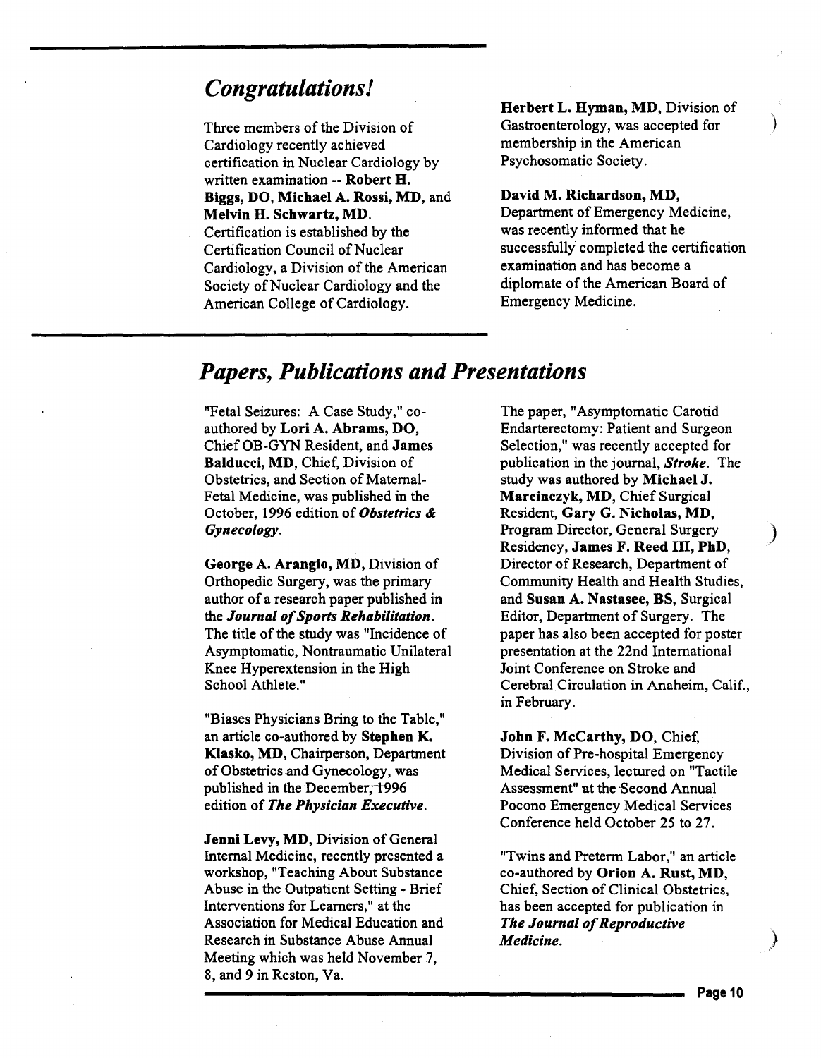## *Congratulations!*

Three members of the Division of Cardiology recently achieved certification in Nuclear Cardiology by written examination -- **Robert H. Biggs, DO, Michael A. Rossi, MD,** and **Melvin H. Schwartz, MD.** Certification is established by the Certification Council of Nuclear Cardiology, a Division of the American Society of Nuclear Cardiology and the American College of Cardiology.

**Herbert L. Hyman, MD,** Division of Gastroenterology, was accepted for membership in the American Psychosomatic Society.

**David M. Richardson, MD,** Department of Emergency Medicine, was recently informed that he successfully completed the certification examination and has become a diplomate of the American Board of Emergency Medicine.

## *Papers, Publications and Presentations*

"Fetal Seizures: A Case Study," co-authored by **Lori A. Abrams, DO,** Chief OB-GYN Resident, and **James Balducci, MD,** Chief, Division of Obstetrics, and Section of Maternal-Fetal Medicine, was published in the October, 1996 edition of ***Obstetrics & Gynecology.***

**George A. Arangio, MD,** Division of Orthopedic Surgery, was the primary author of a research paper published in the ***Journal of Sports Rehabilitation.*** The title of the study was "Incidence of Asymptomatic, Nontraumatic Unilateral Knee Hyperextension in the High School Athlete."

"Biases Physicians Bring to the Table," an article co-authored by **Stephen K. Klasko, MD,** Chairperson, Department of Obstetrics and Gynecology, was published in the December, 1996 edition of ***The Physician Executive.***

**Jenni Levy, MD,** Division of General Internal Medicine, recently presented a workshop, "Teaching About Substance Abuse in the Outpatient Setting - Brief Interventions for Learners," at the Association for Medical Education and Research in Substance Abuse Annual Meeting which was held November 7, 8, and 9 in Reston, Va.

The paper, "Asymptomatic Carotid Endarterectomy: Patient and Surgeon Selection," was recently accepted for publication in the journal, ***Stroke.*** The study was authored by **Michael J. Marcinczyk, MD,** Chief Surgical Resident, **Gary G. Nicholas, MD,** Program Director, General Surgery Residency, **James F. Reed III, PhD,** Director of Research, Department of Community Health and Health Studies, and **Susan A. Nastasee, BS,** Surgical Editor, Department of Surgery. The paper has also been accepted for poster presentation at the 22nd International Joint Conference on Stroke and Cerebral Circulation in Anaheim, Calif., in February.

**John F. McCarthy, DO,** Chief, Division of Pre-hospital Emergency Medical Services, lectured on "Tactile Assessment" at the Second Annual Pocono Emergency Medical Services Conference held October 25 to 27.

"Twins and Preterm Labor," an article co-authored by **Orion A. Rust, MD,** Chief, Section of Clinical Obstetrics, has been accepted for publication in ***The Journal of Reproductive Medicine.***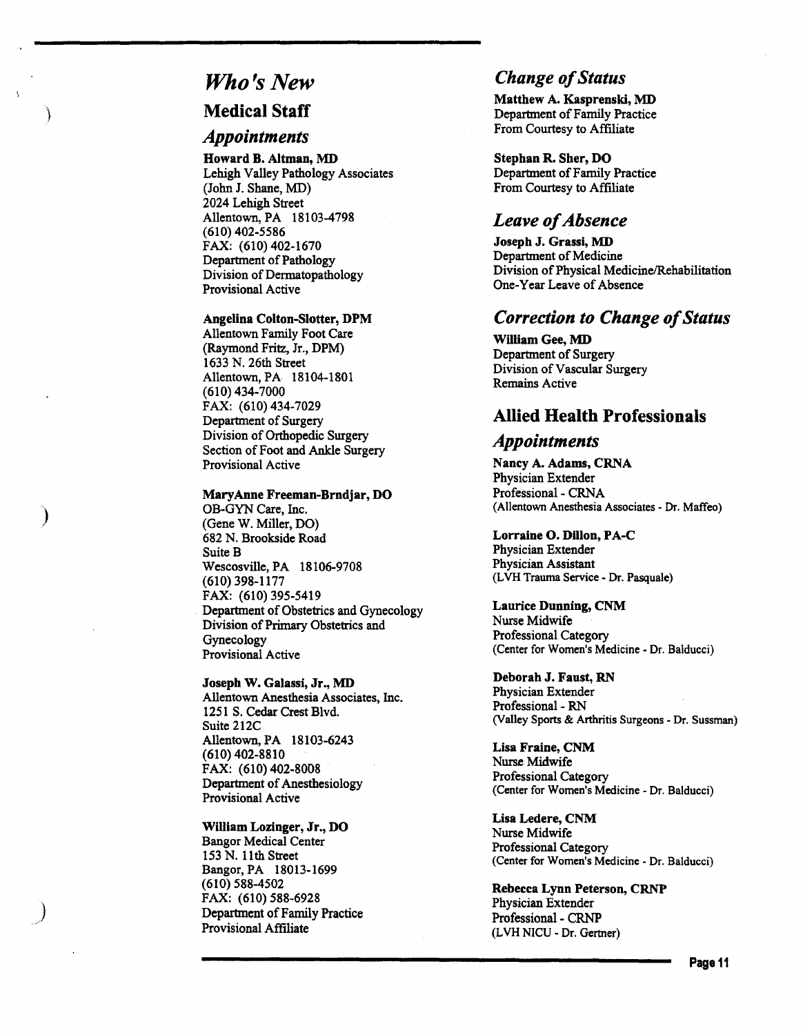# *Who's New*

## Medical Staff

### *Appointments*

**Howard B. Altman, MD**
Lehigh Valley Pathology Associates
(John J. Shane, MD)
2024 Lehigh Street
Allentown, PA 18103-4798
(610) 402-5586
FAX: (610) 402-1670
Department of Pathology
Division of Dermatopathology
Provisional Active

**Angelina Colton-Slotter, DPM**
Allentown Family Foot Care
(Raymond Fritz, Jr., DPM)
1633 N. 26th Street
Allentown, PA 18104-1801
(610) 434-7000
FAX: (610) 434-7029
Department of Surgery
Division of Orthopedic Surgery
Section of Foot and Ankle Surgery
Provisional Active

**MaryAnne Freeman-Brndjar, DO**
OB-GYN Care, Inc.
(Gene W. Miller, DO)
682 N. Brookside Road
Suite B
Wescosville, PA 18106-9708
(610) 398-1177
FAX: (610) 395-5419
Department of Obstetrics and Gynecology
Division of Primary Obstetrics and Gynecology
Provisional Active

**Joseph W. Galassi, Jr., MD**
Allentown Anesthesia Associates, Inc.
1251 S. Cedar Crest Blvd.
Suite 212C
Allentown, PA 18103-6243
(610) 402-8810
FAX: (610) 402-8008
Department of Anesthesiology
Provisional Active

**William Lozinger, Jr., DO**
Bangor Medical Center
153 N. 11th Street
Bangor, PA 18013-1699
(610) 588-4502
FAX: (610) 588-6928
Department of Family Practice
Provisional Affiliate

### *Change of Status*

**Matthew A. Kasprenski, MD**
Department of Family Practice
From Courtesy to Affiliate

**Stephan R. Sher, DO**
Department of Family Practice
From Courtesy to Affiliate

### *Leave of Absence*

**Joseph J. Grassi, MD**
Department of Medicine
Division of Physical Medicine/Rehabilitation
One-Year Leave of Absence

### *Correction to Change of Status*

**William Gee, MD**
Department of Surgery
Division of Vascular Surgery
Remains Active

## Allied Health Professionals

### *Appointments*

**Nancy A. Adams, CRNA**
Physician Extender
Professional - CRNA
(Allentown Anesthesia Associates - Dr. Maffeo)

**Lorraine O. Dillon, PA-C**
Physician Extender
Physician Assistant
(LVH Trauma Service - Dr. Pasquale)

**Laurice Dunning, CNM**
Nurse Midwife
Professional Category
(Center for Women's Medicine - Dr. Balducci)

**Deborah J. Faust, RN**
Physician Extender
Professional - RN
(Valley Sports & Arthritis Surgeons - Dr. Sussman)

**Lisa Fraine, CNM**
Nurse Midwife
Professional Category
(Center for Women's Medicine - Dr. Balducci)

**Lisa Ledere, CNM**
Nurse Midwife
Professional Category
(Center for Women's Medicine - Dr. Balducci)

**Rebecca Lynn Peterson, CRNP**
Physician Extender
Professional - CRNP
(LVH NICU - Dr. Gertner)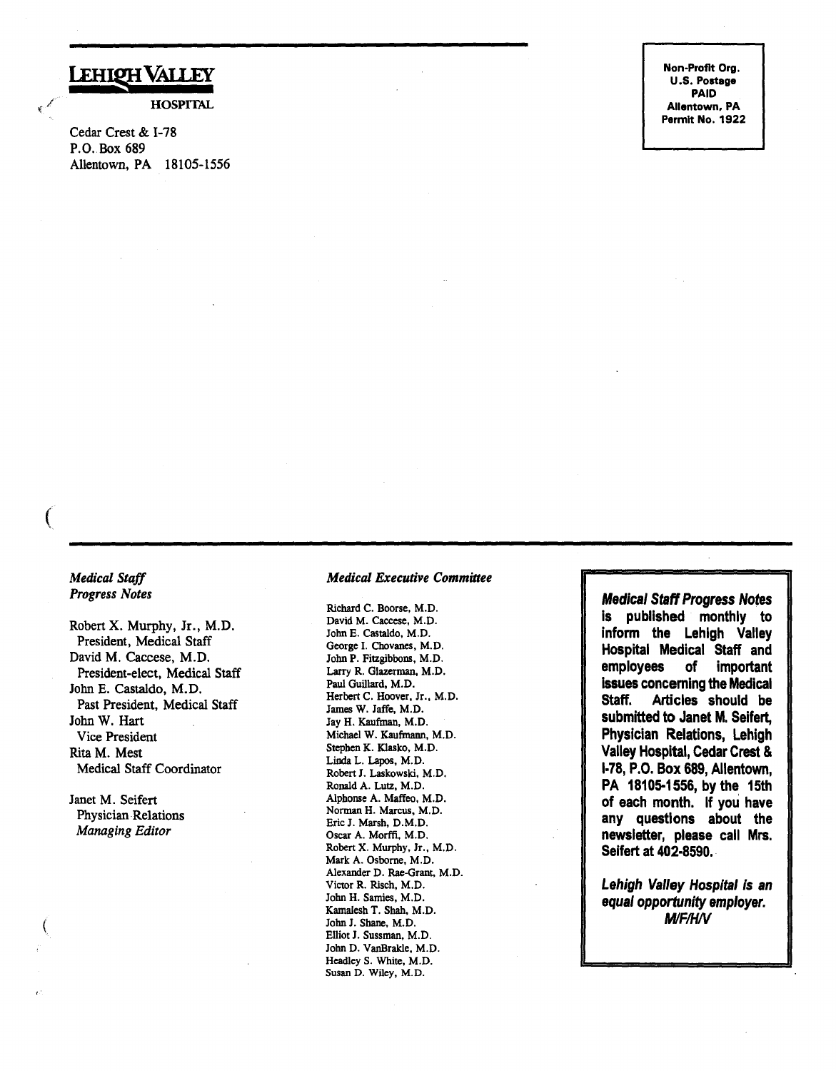**LEHIGH VALLEY**

**HOSPITAL**

Cedar Crest & I-78
P.O. Box 689
Allentown, PA 18105-1556

**Non-Profit Org.**
**U.S. Postage**
**PAID**
**Allentown, PA**
**Permit No. 1922**

*Medical Staff Progress Notes*

Robert X. Murphy, Jr., M.D.
President, Medical Staff
David M. Caccese, M.D.
President-elect, Medical Staff
John E. Castaldo, M.D.
Past President, Medical Staff
John W. Hart
Vice President
Rita M. Mest
Medical Staff Coordinator

Janet M. Seifert
Physician Relations
*Managing Editor*

*Medical Executive Committee*

Richard C. Boorse, M.D.
David M. Caccese, M.D.
John E. Castaldo, M.D.
George I. Chovanes, M.D.
John P. Fitzgibbons, M.D.
Larry R. Glazerman, M.D.
Paul Guillard, M.D.
Herbert C. Hoover, Jr., M.D.
James W. Jaffe, M.D.
Jay H. Kaufman, M.D.
Michael W. Kaufmann, M.D.
Stephen K. Klasko, M.D.
Linda L. Lapos, M.D.
Robert J. Laskowski, M.D.
Ronald A. Lutz, M.D.
Alphonse A. Maffeo, M.D.
Norman H. Marcus, M.D.
Eric J. Marsh, D.M.D.
Oscar A. Morffi, M.D.
Robert X. Murphy, Jr., M.D.
Mark A. Osborne, M.D.
Alexander D. Rae-Grant, M.D.
Victor R. Risch, M.D.
John H. Samies, M.D.
Kamalesh T. Shah, M.D.
John J. Shane, M.D.
Elliot J. Sussman, M.D.
John D. VanBrakle, M.D.
Headley S. White, M.D.
Susan D. Wiley, M.D.

***Medical Staff Progress Notes*** **is published monthly to inform the Lehigh Valley Hospital Medical Staff and employees of important issues concerning the Medical Staff. Articles should be submitted to Janet M. Seifert, Physician Relations, Lehigh Valley Hospital, Cedar Crest & I-78, P.O. Box 689, Allentown, PA 18105-1556, by the 15th of each month. If you have any questions about the newsletter, please call Mrs. Seifert at 402-8590.**

***Lehigh Valley Hospital is an equal opportunity employer. M/F/H/V***